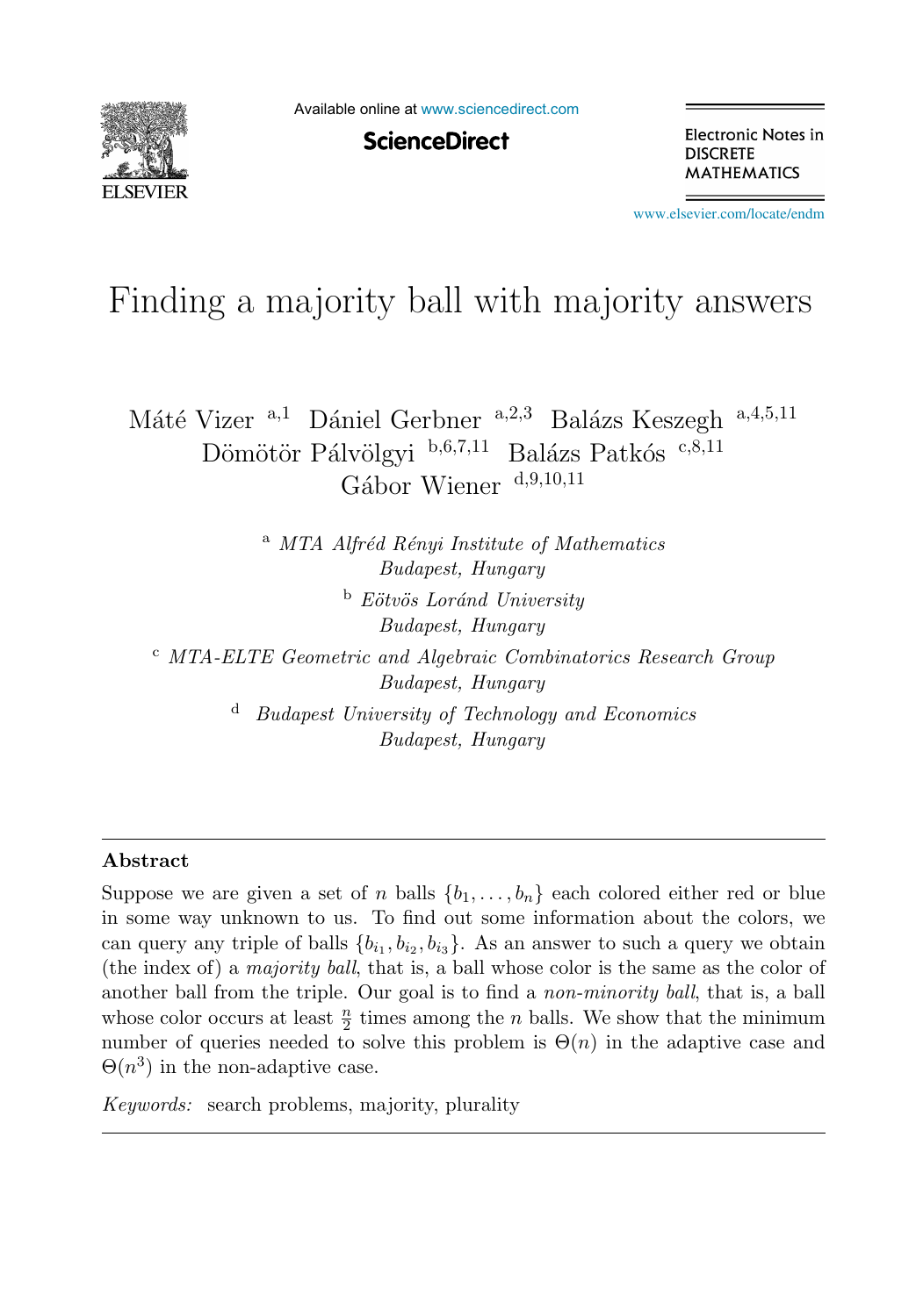# Finding a majority ball with majority answers

Máté Vizer [a,1] Dániel Gerbner [a,2,3] Balázs Keszegh [a,4,5,11]
Dömötör Pálvölgyi [b,6,7,11] Balázs Patkós [c,8,11]
Gábor Wiener [d,9,10,11]

[a] *MTA Alfréd Rényi Institute of Mathematics*
*Budapest, Hungary*

[b] *Eötvös Loránd University*
*Budapest, Hungary*

[c] *MTA-ELTE Geometric and Algebraic Combinatorics Research Group*
*Budapest, Hungary*

[d] *Budapest University of Technology and Economics*
*Budapest, Hungary*

---

## Abstract

Suppose we are given a set of $n$ balls $\{b_1, \ldots, b_n\}$ each colored either red or blue in some way unknown to us. To find out some information about the colors, we can query any triple of balls $\{b_{i_1}, b_{i_2}, b_{i_3}\}$. As an answer to such a query we obtain (the index of) a *majority ball*, that is, a ball whose color is the same as the color of another ball from the triple. Our goal is to find a *non-minority ball*, that is, a ball whose color occurs at least $\frac{n}{2}$ times among the $n$ balls. We show that the minimum number of queries needed to solve this problem is $\Theta(n)$ in the adaptive case and $\Theta(n^3)$ in the non-adaptive case.

*Keywords:* search problems, majority, plurality

---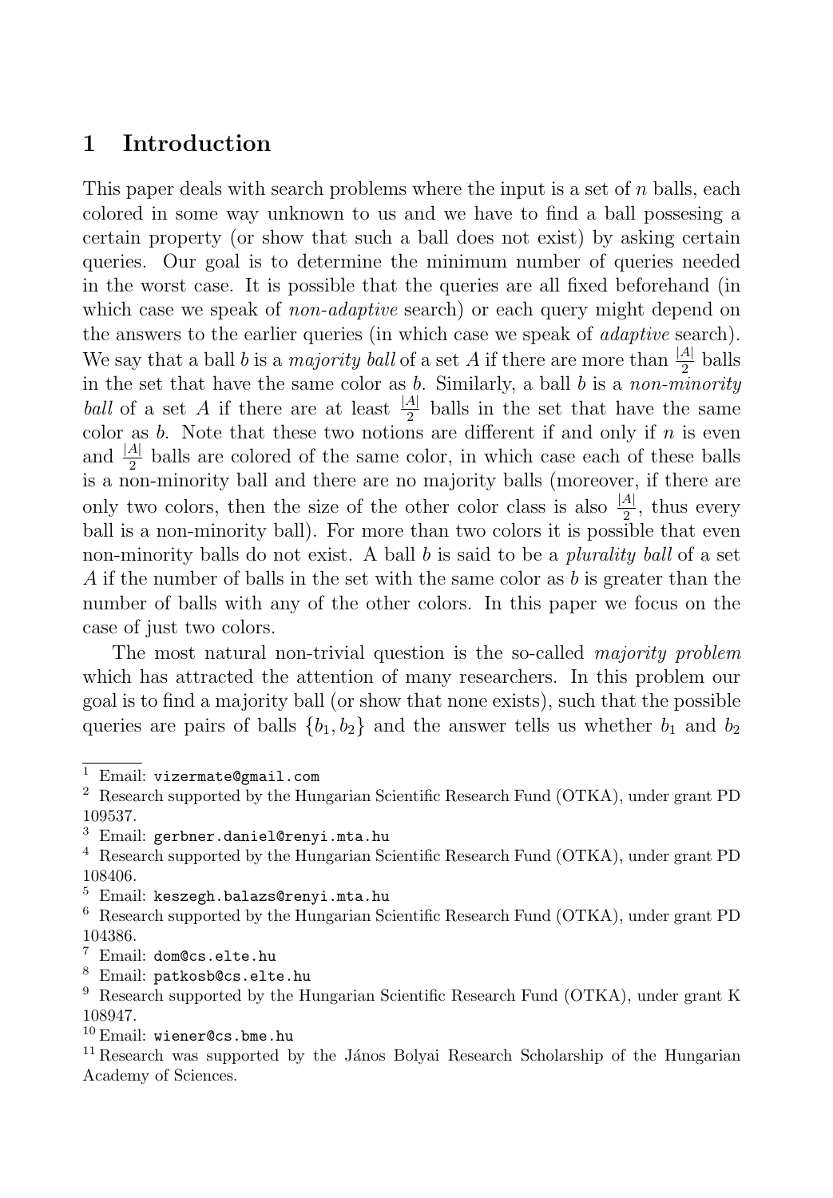## 1 Introduction

This paper deals with search problems where the input is a set of $n$ balls, each colored in some way unknown to us and we have to find a ball possesing a certain property (or show that such a ball does not exist) by asking certain queries. Our goal is to determine the minimum number of queries needed in the worst case. It is possible that the queries are all fixed beforehand (in which case we speak of *non-adaptive* search) or each query might depend on the answers to the earlier queries (in which case we speak of *adaptive* search). We say that a ball $b$ is a *majority ball* of a set $A$ if there are more than $\frac{|A|}{2}$ balls in the set that have the same color as $b$. Similarly, a ball $b$ is a *non-minority ball* of a set $A$ if there are at least $\frac{|A|}{2}$ balls in the set that have the same color as $b$. Note that these two notions are different if and only if $n$ is even and $\frac{|A|}{2}$ balls are colored of the same color, in which case each of these balls is a non-minority ball and there are no majority balls (moreover, if there are only two colors, then the size of the other color class is also $\frac{|A|}{2}$, thus every ball is a non-minority ball). For more than two colors it is possible that even non-minority balls do not exist. A ball $b$ is said to be a *plurality ball* of a set $A$ if the number of balls in the set with the same color as $b$ is greater than the number of balls with any of the other colors. In this paper we focus on the case of just two colors.

The most natural non-trivial question is the so-called *majority problem* which has attracted the attention of many researchers. In this problem our goal is to find a majority ball (or show that none exists), such that the possible queries are pairs of balls $\{b_1, b_2\}$ and the answer tells us whether $b_1$ and $b_2$

---

[1] Email: vizermate@gmail.com

[2] Research supported by the Hungarian Scientific Research Fund (OTKA), under grant PD 109537.

[3] Email: gerbner.daniel@renyi.mta.hu

[4] Research supported by the Hungarian Scientific Research Fund (OTKA), under grant PD 108406.

[5] Email: keszegh.balazs@renyi.mta.hu

[6] Research supported by the Hungarian Scientific Research Fund (OTKA), under grant PD 104386.

[7] Email: dom@cs.elte.hu

[8] Email: patkosb@cs.elte.hu

[9] Research supported by the Hungarian Scientific Research Fund (OTKA), under grant K 108947.

[10] Email: wiener@cs.bme.hu

[11] Research was supported by the János Bolyai Research Scholarship of the Hungarian Academy of Sciences.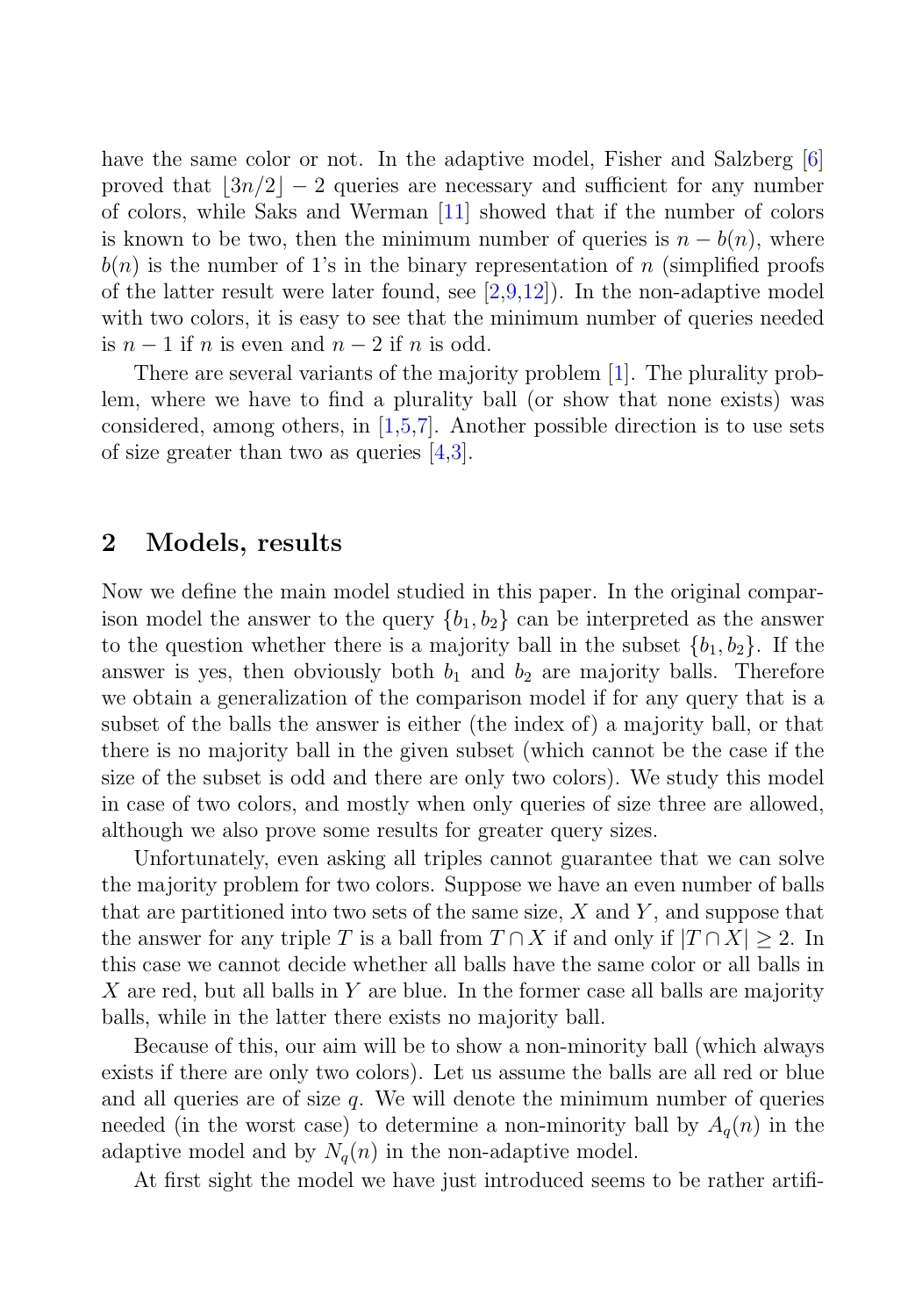have the same color or not. In the adaptive model, Fisher and Salzberg [6] proved that $\lfloor 3n/2 \rfloor - 2$ queries are necessary and sufficient for any number of colors, while Saks and Werman [11] showed that if the number of colors is known to be two, then the minimum number of queries is $n - b(n)$, where $b(n)$ is the number of 1's in the binary representation of $n$ (simplified proofs of the latter result were later found, see [2,9,12]). In the non-adaptive model with two colors, it is easy to see that the minimum number of queries needed is $n - 1$ if $n$ is even and $n - 2$ if $n$ is odd.

There are several variants of the majority problem [1]. The plurality problem, where we have to find a plurality ball (or show that none exists) was considered, among others, in [1,5,7]. Another possible direction is to use sets of size greater than two as queries [4,3].

## 2 Models, results

Now we define the main model studied in this paper. In the original comparison model the answer to the query $\{b_1, b_2\}$ can be interpreted as the answer to the question whether there is a majority ball in the subset $\{b_1, b_2\}$. If the answer is yes, then obviously both $b_1$ and $b_2$ are majority balls. Therefore we obtain a generalization of the comparison model if for any query that is a subset of the balls the answer is either (the index of) a majority ball, or that there is no majority ball in the given subset (which cannot be the case if the size of the subset is odd and there are only two colors). We study this model in case of two colors, and mostly when only queries of size three are allowed, although we also prove some results for greater query sizes.

Unfortunately, even asking all triples cannot guarantee that we can solve the majority problem for two colors. Suppose we have an even number of balls that are partitioned into two sets of the same size, $X$ and $Y$, and suppose that the answer for any triple $T$ is a ball from $T \cap X$ if and only if $|T \cap X| \geq 2$. In this case we cannot decide whether all balls have the same color or all balls in $X$ are red, but all balls in $Y$ are blue. In the former case all balls are majority balls, while in the latter there exists no majority ball.

Because of this, our aim will be to show a non-minority ball (which always exists if there are only two colors). Let us assume the balls are all red or blue and all queries are of size $q$. We will denote the minimum number of queries needed (in the worst case) to determine a non-minority ball by $A_q(n)$ in the adaptive model and by $N_q(n)$ in the non-adaptive model.

At first sight the model we have just introduced seems to be rather artifi-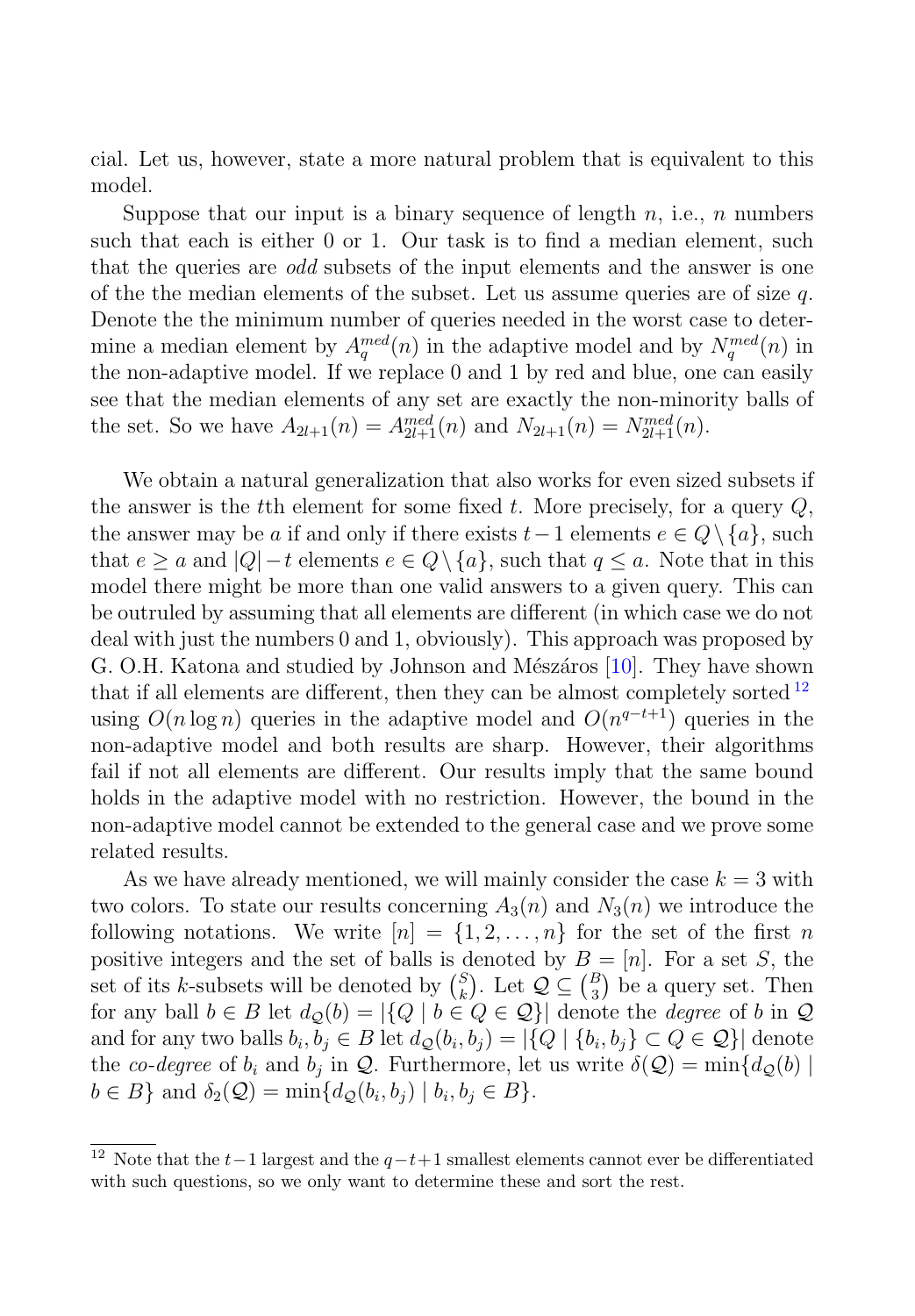cial. Let us, however, state a more natural problem that is equivalent to this model.

Suppose that our input is a binary sequence of length $n$, i.e., $n$ numbers such that each is either 0 or 1. Our task is to find a median element, such that the queries are *odd* subsets of the input elements and the answer is one of the the median elements of the subset. Let us assume queries are of size $q$. Denote the the minimum number of queries needed in the worst case to determine a median element by $A_q^{med}(n)$ in the adaptive model and by $N_q^{med}(n)$ in the non-adaptive model. If we replace 0 and 1 by red and blue, one can easily see that the median elements of any set are exactly the non-minority balls of the set. So we have $A_{2l+1}(n) = A_{2l+1}^{med}(n)$ and $N_{2l+1}(n) = N_{2l+1}^{med}(n)$.

We obtain a natural generalization that also works for even sized subsets if the answer is the $t$th element for some fixed $t$. More precisely, for a query $Q$, the answer may be $a$ if and only if there exists $t-1$ elements $e \in Q \setminus \{a\}$, such that $e \geq a$ and $|Q|-t$ elements $e \in Q \setminus \{a\}$, such that $q \leq a$. Note that in this model there might be more than one valid answers to a given query. This can be outruled by assuming that all elements are different (in which case we do not deal with just the numbers 0 and 1, obviously). This approach was proposed by G. O.H. Katona and studied by Johnson and Mészáros [10]. They have shown that if all elements are different, then they can be almost completely sorted [12] using $O(n \log n)$ queries in the adaptive model and $O(n^{q-t+1})$ queries in the non-adaptive model and both results are sharp. However, their algorithms fail if not all elements are different. Our results imply that the same bound holds in the adaptive model with no restriction. However, the bound in the non-adaptive model cannot be extended to the general case and we prove some related results.

As we have already mentioned, we will mainly consider the case $k = 3$ with two colors. To state our results concerning $A_3(n)$ and $N_3(n)$ we introduce the following notations. We write $[n] = \{1, 2, \ldots, n\}$ for the set of the first $n$ positive integers and the set of balls is denoted by $B = [n]$. For a set $S$, the set of its $k$-subsets will be denoted by $\binom{S}{k}$. Let $\mathcal{Q} \subseteq \binom{B}{3}$ be a query set. Then for any ball $b \in B$ let $d_{\mathcal{Q}}(b) = |\{Q \mid b \in Q \in \mathcal{Q}\}|$ denote the *degree* of $b$ in $\mathcal{Q}$ and for any two balls $b_i, b_j \in B$ let $d_{\mathcal{Q}}(b_i, b_j) = |\{Q \mid \{b_i, b_j\} \subset Q \in \mathcal{Q}\}|$ denote the *co-degree* of $b_i$ and $b_j$ in $\mathcal{Q}$. Furthermore, let us write $\delta(\mathcal{Q}) = \min\{d_{\mathcal{Q}}(b) \mid b \in B\}$ and $\delta_2(\mathcal{Q}) = \min\{d_{\mathcal{Q}}(b_i, b_j) \mid b_i, b_j \in B\}$.

[12] Note that the $t-1$ largest and the $q-t+1$ smallest elements cannot ever be differentiated with such questions, so we only want to determine these and sort the rest.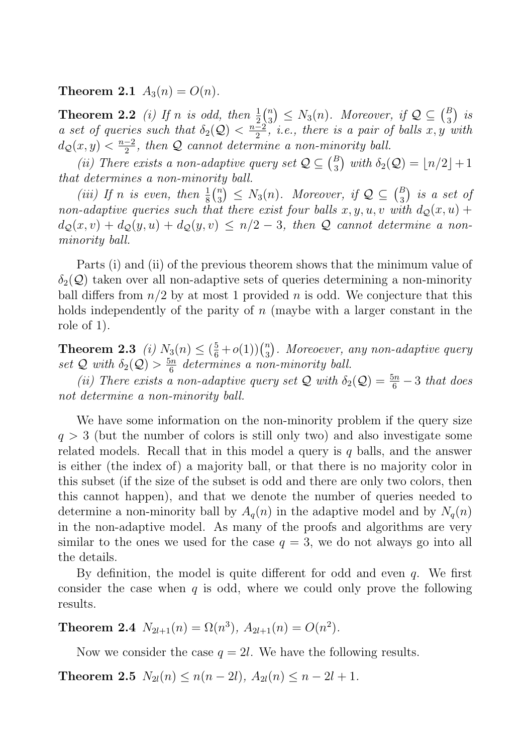**Theorem 2.1** $A_3(n) = O(n)$.

**Theorem 2.2** *(i) If $n$ is odd, then $\frac{1}{2}\binom{n}{3} \leq N_3(n)$. Moreover, if $\mathcal{Q} \subseteq \binom{B}{3}$ is a set of queries such that $\delta_2(\mathcal{Q}) < \frac{n-2}{2}$, i.e., there is a pair of balls $x, y$ with $d_{\mathcal{Q}}(x, y) < \frac{n-2}{2}$, then $\mathcal{Q}$ cannot determine a non-minority ball.*

*(ii) There exists a non-adaptive query set $\mathcal{Q} \subseteq \binom{B}{3}$ with $\delta_2(\mathcal{Q}) = \lfloor n/2 \rfloor + 1$ that determines a non-minority ball.*

*(iii) If $n$ is even, then $\frac{1}{8}\binom{n}{3} \leq N_3(n)$. Moreover, if $\mathcal{Q} \subseteq \binom{B}{3}$ is a set of non-adaptive queries such that there exist four balls $x, y, u, v$ with $d_{\mathcal{Q}}(x, u) + d_{\mathcal{Q}}(x, v) + d_{\mathcal{Q}}(y, u) + d_{\mathcal{Q}}(y, v) \leq n/2 - 3$, then $\mathcal{Q}$ cannot determine a non-minority ball.*

Parts (i) and (ii) of the previous theorem shows that the minimum value of $\delta_2(\mathcal{Q})$ taken over all non-adaptive sets of queries determining a non-minority ball differs from $n/2$ by at most 1 provided $n$ is odd. We conjecture that this holds independently of the parity of $n$ (maybe with a larger constant in the role of 1).

**Theorem 2.3** *(i) $N_3(n) \leq (\frac{5}{6} + o(1))\binom{n}{3}$. Moreoever, any non-adaptive query set $\mathcal{Q}$ with $\delta_2(\mathcal{Q}) > \frac{5n}{6}$ determines a non-minority ball.*

*(ii) There exists a non-adaptive query set $\mathcal{Q}$ with $\delta_2(\mathcal{Q}) = \frac{5n}{6} - 3$ that does not determine a non-minority ball.*

We have some information on the non-minority problem if the query size $q > 3$ (but the number of colors is still only two) and also investigate some related models. Recall that in this model a query is $q$ balls, and the answer is either (the index of) a majority ball, or that there is no majority color in this subset (if the size of the subset is odd and there are only two colors, then this cannot happen), and that we denote the number of queries needed to determine a non-minority ball by $A_q(n)$ in the adaptive model and by $N_q(n)$ in the non-adaptive model. As many of the proofs and algorithms are very similar to the ones we used for the case $q = 3$, we do not always go into all the details.

By definition, the model is quite different for odd and even $q$. We first consider the case when $q$ is odd, where we could only prove the following results.

**Theorem 2.4** $N_{2l+1}(n) = \Omega(n^3)$, $A_{2l+1}(n) = O(n^2)$.

Now we consider the case $q = 2l$. We have the following results.

**Theorem 2.5** $N_{2l}(n) \leq n(n - 2l)$, $A_{2l}(n) \leq n - 2l + 1$.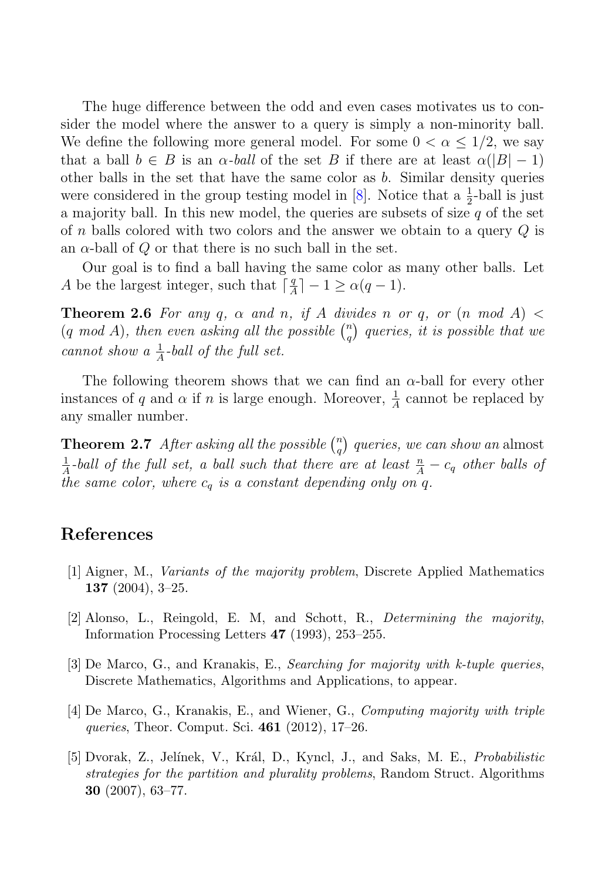The huge difference between the odd and even cases motivates us to consider the model where the answer to a query is simply a non-minority ball. We define the following more general model. For some $0 < \alpha \leq 1/2$, we say that a ball $b \in B$ is an *$\alpha$-ball* of the set $B$ if there are at least $\alpha(|B| - 1)$ other balls in the set that have the same color as $b$. Similar density queries were considered in the group testing model in [8]. Notice that a $\frac{1}{2}$-ball is just a majority ball. In this new model, the queries are subsets of size $q$ of the set of $n$ balls colored with two colors and the answer we obtain to a query $Q$ is an $\alpha$-ball of $Q$ or that there is no such ball in the set.

Our goal is to find a ball having the same color as many other balls. Let $A$ be the largest integer, such that $\lceil \frac{q}{A} \rceil - 1 \geq \alpha(q - 1)$.

**Theorem 2.6** *For any $q$, $\alpha$ and $n$, if $A$ divides $n$ or $q$, or ($n$ mod $A$) $<$ ($q$ mod $A$), then even asking all the possible $\binom{n}{q}$ queries, it is possible that we cannot show a $\frac{1}{A}$-ball of the full set.*

The following theorem shows that we can find an $\alpha$-ball for every other instances of $q$ and $\alpha$ if $n$ is large enough. Moreover, $\frac{1}{A}$ cannot be replaced by any smaller number.

**Theorem 2.7** *After asking all the possible $\binom{n}{q}$ queries, we can show an* almost *$\frac{1}{A}$-ball of the full set, a ball such that there are at least $\frac{n}{A} - c_q$ other balls of the same color, where $c_q$ is a constant depending only on $q$.*

## References

[1] Aigner, M., *Variants of the majority problem*, Discrete Applied Mathematics **137** (2004), 3–25.

[2] Alonso, L., Reingold, E. M, and Schott, R., *Determining the majority*, Information Processing Letters **47** (1993), 253–255.

[3] De Marco, G., and Kranakis, E., *Searching for majority with k-tuple queries*, Discrete Mathematics, Algorithms and Applications, to appear.

[4] De Marco, G., Kranakis, E., and Wiener, G., *Computing majority with triple queries*, Theor. Comput. Sci. **461** (2012), 17–26.

[5] Dvorak, Z., Jelínek, V., Král, D., Kyncl, J., and Saks, M. E., *Probabilistic strategies for the partition and plurality problems*, Random Struct. Algorithms **30** (2007), 63–77.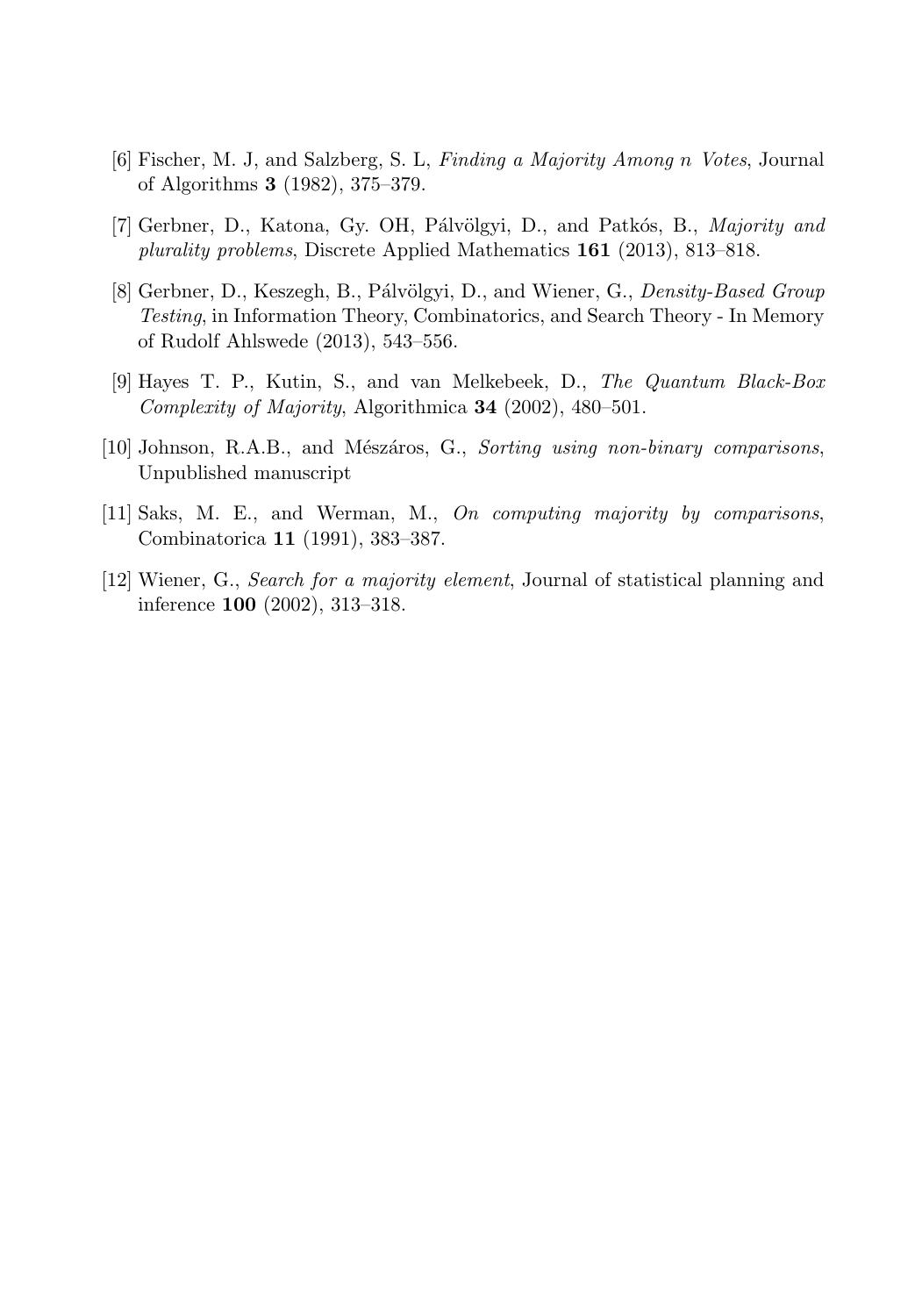[6] Fischer, M. J, and Salzberg, S. L, *Finding a Majority Among n Votes*, Journal of Algorithms **3** (1982), 375–379.

[7] Gerbner, D., Katona, Gy. OH, Pálvölgyi, D., and Patkós, B., *Majority and plurality problems*, Discrete Applied Mathematics **161** (2013), 813–818.

[8] Gerbner, D., Keszegh, B., Pálvölgyi, D., and Wiener, G., *Density-Based Group Testing*, in Information Theory, Combinatorics, and Search Theory - In Memory of Rudolf Ahlswede (2013), 543–556.

[9] Hayes T. P., Kutin, S., and van Melkebeek, D., *The Quantum Black-Box Complexity of Majority*, Algorithmica **34** (2002), 480–501.

[10] Johnson, R.A.B., and Mészáros, G., *Sorting using non-binary comparisons*, Unpublished manuscript

[11] Saks, M. E., and Werman, M., *On computing majority by comparisons*, Combinatorica **11** (1991), 383–387.

[12] Wiener, G., *Search for a majority element*, Journal of statistical planning and inference **100** (2002), 313–318.